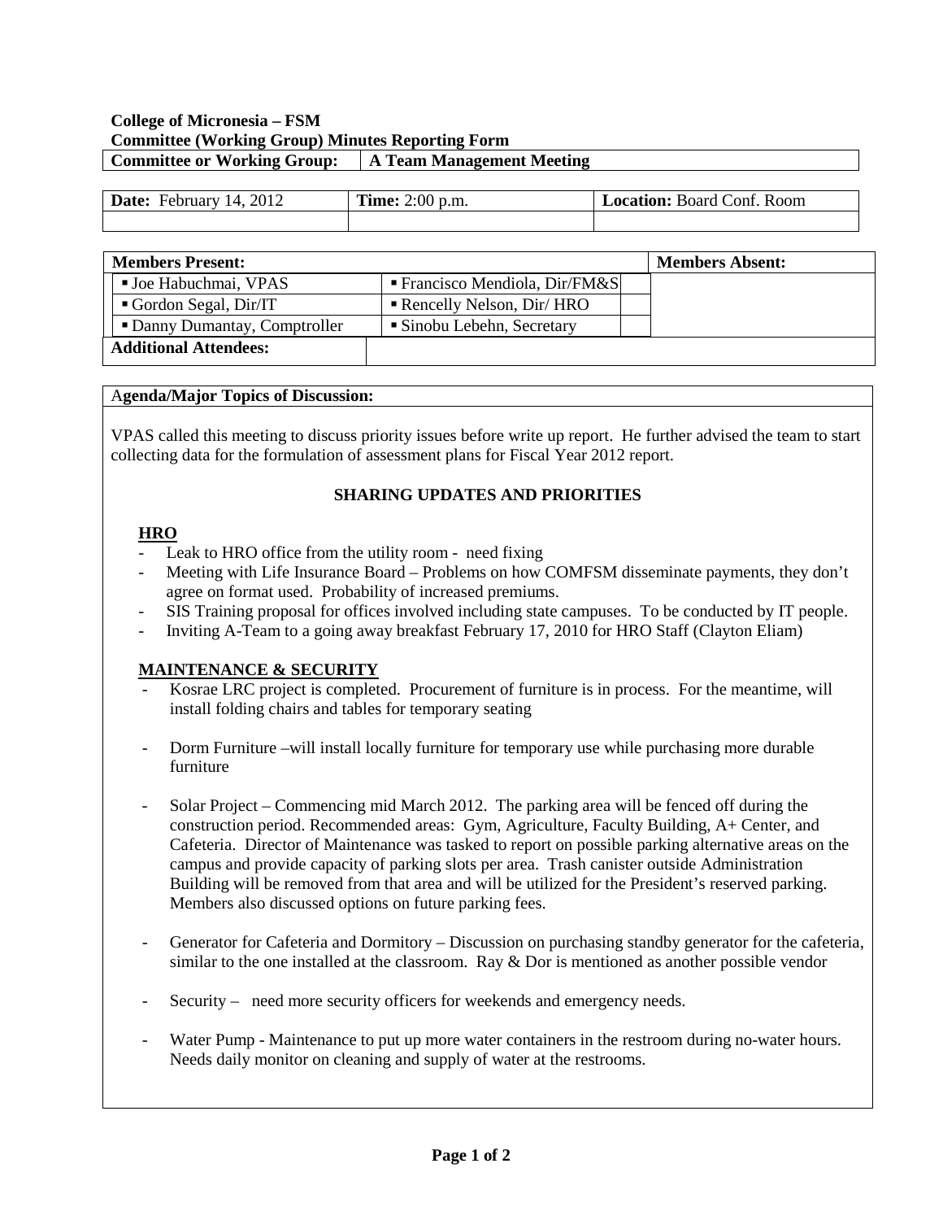**College of Micronesia – FSM**
**Committee (Working Group) Minutes Reporting Form**

| **Committee or Working Group:** | **A Team Management Meeting** |
|---|---|

| **Date:** February 14, 2012 | **Time:** 2:00 p.m. | **Location:** Board Conf. Room |
|---|---|---|
| | | |

| **Members Present:** | | **Members Absent:** |
|---|---|---|
| ▪ Joe Habuchmai, VPAS | ▪ Francisco Mendiola, Dir/FM&S | |
| ▪ Gordon Segal, Dir/IT | ▪ Rencelly Nelson, Dir/ HRO | |
| ▪ Danny Dumantay, Comptroller | ▪ Sinobu Lebehn, Secretary | |
| **Additional Attendees:** | | |

**Agenda/Major Topics of Discussion:**

VPAS called this meeting to discuss priority issues before write up report. He further advised the team to start collecting data for the formulation of assessment plans for Fiscal Year 2012 report.

### SHARING UPDATES AND PRIORITIES

**HRO**

- Leak to HRO office from the utility room - need fixing
- Meeting with Life Insurance Board – Problems on how COMFSM disseminate payments, they don't agree on format used. Probability of increased premiums.
- SIS Training proposal for offices involved including state campuses. To be conducted by IT people.
- Inviting A-Team to a going away breakfast February 17, 2010 for HRO Staff (Clayton Eliam)

**MAINTENANCE & SECURITY**

- Kosrae LRC project is completed. Procurement of furniture is in process. For the meantime, will install folding chairs and tables for temporary seating

- Dorm Furniture –will install locally furniture for temporary use while purchasing more durable furniture

- Solar Project – Commencing mid March 2012. The parking area will be fenced off during the construction period. Recommended areas: Gym, Agriculture, Faculty Building, A+ Center, and Cafeteria. Director of Maintenance was tasked to report on possible parking alternative areas on the campus and provide capacity of parking slots per area. Trash canister outside Administration Building will be removed from that area and will be utilized for the President's reserved parking. Members also discussed options on future parking fees.

- Generator for Cafeteria and Dormitory – Discussion on purchasing standby generator for the cafeteria, similar to the one installed at the classroom. Ray & Dor is mentioned as another possible vendor

- Security – need more security officers for weekends and emergency needs.

- Water Pump - Maintenance to put up more water containers in the restroom during no-water hours. Needs daily monitor on cleaning and supply of water at the restrooms.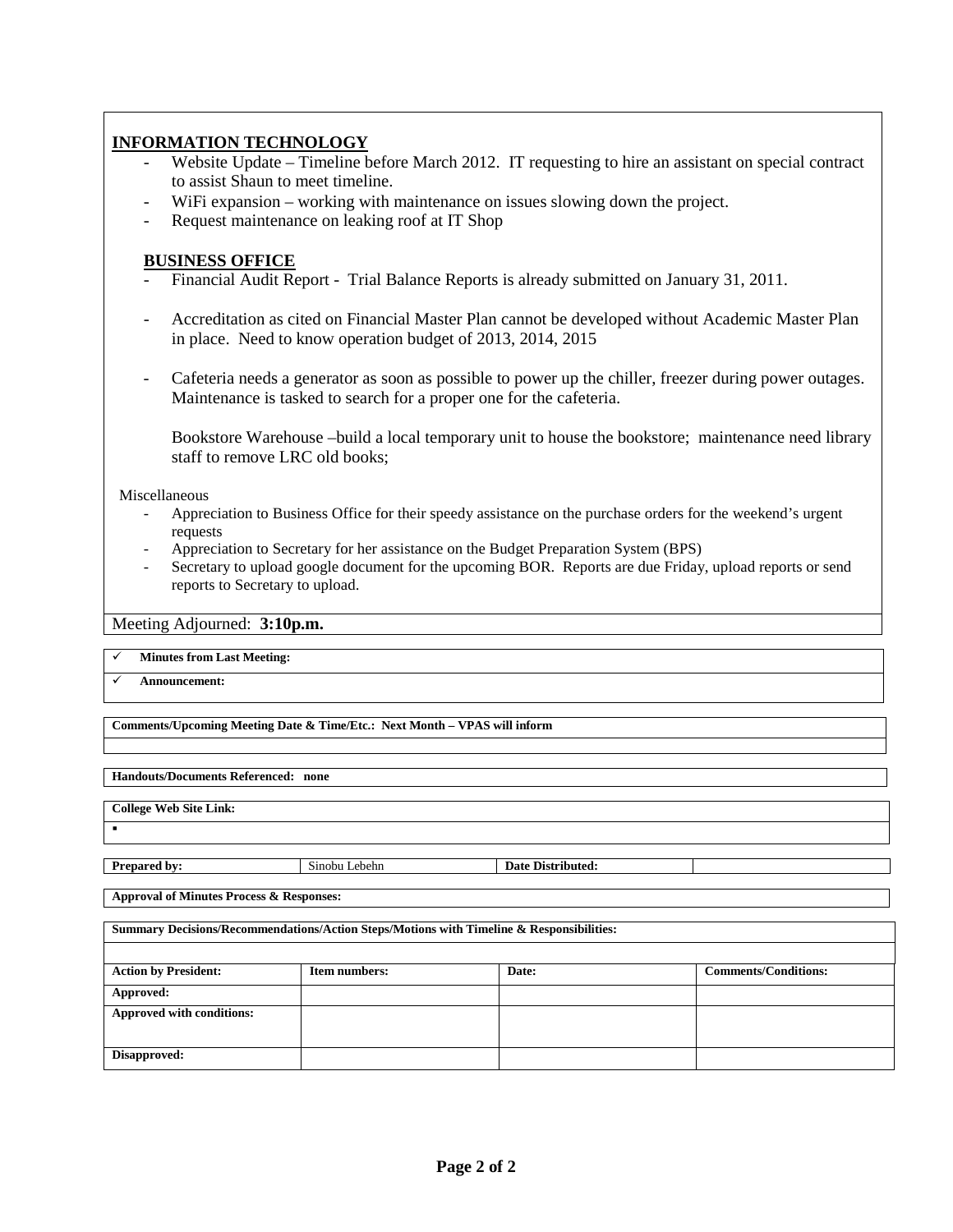## INFORMATION TECHNOLOGY

- Website Update – Timeline before March 2012. IT requesting to hire an assistant on special contract to assist Shaun to meet timeline.
- WiFi expansion – working with maintenance on issues slowing down the project.
- Request maintenance on leaking roof at IT Shop

## BUSINESS OFFICE

- Financial Audit Report - Trial Balance Reports is already submitted on January 31, 2011.
- Accreditation as cited on Financial Master Plan cannot be developed without Academic Master Plan in place. Need to know operation budget of 2013, 2014, 2015
- Cafeteria needs a generator as soon as possible to power up the chiller, freezer during power outages. Maintenance is tasked to search for a proper one for the cafeteria.

  Bookstore Warehouse –build a local temporary unit to house the bookstore; maintenance need library staff to remove LRC old books;

Miscellaneous

- Appreciation to Business Office for their speedy assistance on the purchase orders for the weekend's urgent requests
- Appreciation to Secretary for her assistance on the Budget Preparation System (BPS)
- Secretary to upload google document for the upcoming BOR. Reports are due Friday, upload reports or send reports to Secretary to upload.

Meeting Adjourned: **3:10p.m.**

- ✓ **Minutes from Last Meeting:**
- ✓ **Announcement:**

**Comments/Upcoming Meeting Date & Time/Etc.: Next Month – VPAS will inform**

**Handouts/Documents Referenced: none**

**College Web Site Link:**

▪

| | | | |
|---|---|---|---|
| **Prepared by:** | Sinobu Lebehn | **Date Distributed:** | |

**Approval of Minutes Process & Responses:**

**Summary Decisions/Recommendations/Action Steps/Motions with Timeline & Responsibilities:**

| **Action by President:** | **Item numbers:** | **Date:** | **Comments/Conditions:** |
|---|---|---|---|
| **Approved:** | | | |
| **Approved with conditions:** | | | |
| **Disapproved:** | | | |